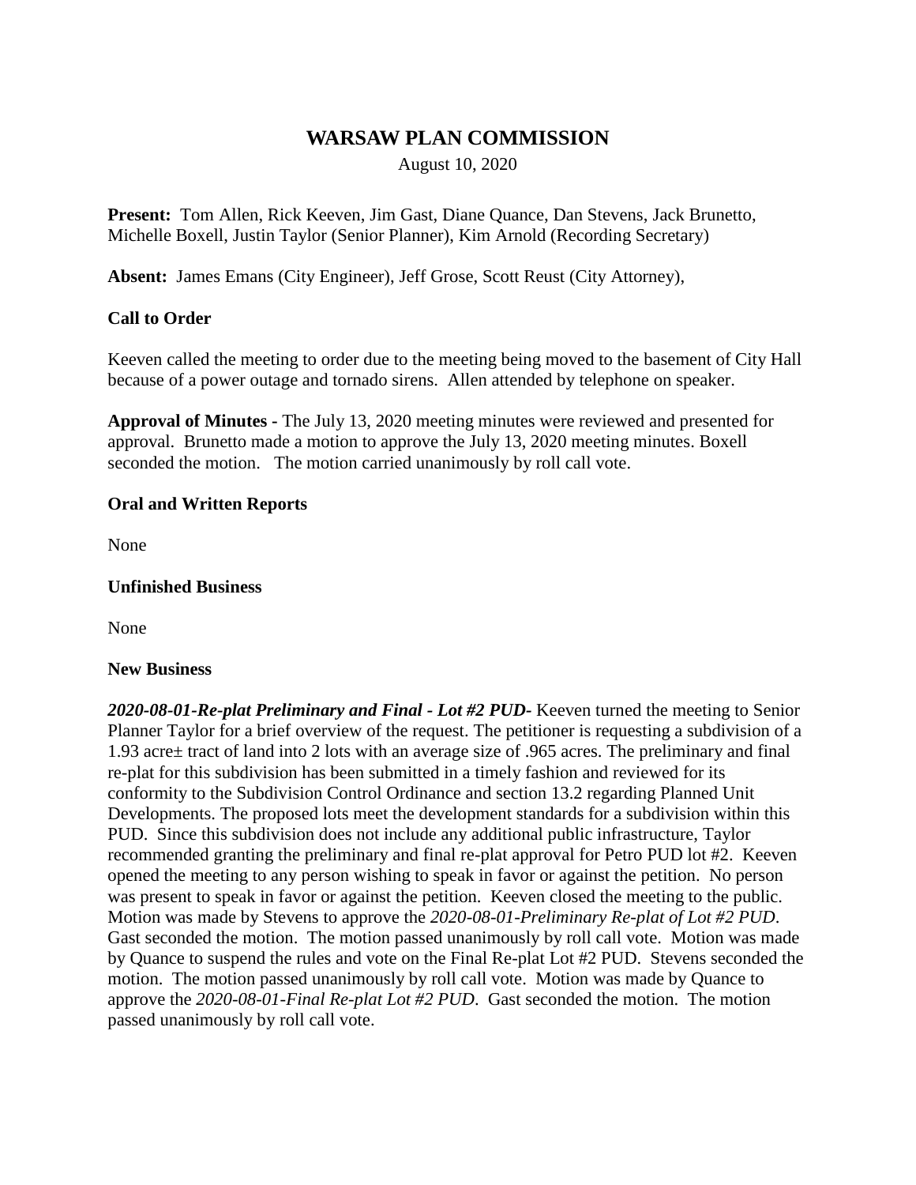# WARSAW PLAN COMMISSION

August 10, 2020

**Present:** Tom Allen, Rick Keeven, Jim Gast, Diane Quance, Dan Stevens, Jack Brunetto, Michelle Boxell, Justin Taylor (Senior Planner), Kim Arnold (Recording Secretary)

**Absent:** James Emans (City Engineer), Jeff Grose, Scott Reust (City Attorney),

**Call to Order**

Keeven called the meeting to order due to the meeting being moved to the basement of City Hall because of a power outage and tornado sirens. Allen attended by telephone on speaker.

**Approval of Minutes -** The July 13, 2020 meeting minutes were reviewed and presented for approval. Brunetto made a motion to approve the July 13, 2020 meeting minutes. Boxell seconded the motion. The motion carried unanimously by roll call vote.

**Oral and Written Reports**

None

**Unfinished Business**

None

**New Business**

***2020-08-01-Re-plat Preliminary and Final - Lot #2 PUD-*** Keeven turned the meeting to Senior Planner Taylor for a brief overview of the request. The petitioner is requesting a subdivision of a 1.93 acre± tract of land into 2 lots with an average size of .965 acres. The preliminary and final re-plat for this subdivision has been submitted in a timely fashion and reviewed for its conformity to the Subdivision Control Ordinance and section 13.2 regarding Planned Unit Developments. The proposed lots meet the development standards for a subdivision within this PUD. Since this subdivision does not include any additional public infrastructure, Taylor recommended granting the preliminary and final re-plat approval for Petro PUD lot #2. Keeven opened the meeting to any person wishing to speak in favor or against the petition. No person was present to speak in favor or against the petition. Keeven closed the meeting to the public. Motion was made by Stevens to approve the *2020-08-01-Preliminary Re-plat of Lot #2 PUD*. Gast seconded the motion. The motion passed unanimously by roll call vote. Motion was made by Quance to suspend the rules and vote on the Final Re-plat Lot #2 PUD. Stevens seconded the motion. The motion passed unanimously by roll call vote. Motion was made by Quance to approve the *2020-08-01-Final Re-plat Lot #2 PUD*. Gast seconded the motion. The motion passed unanimously by roll call vote.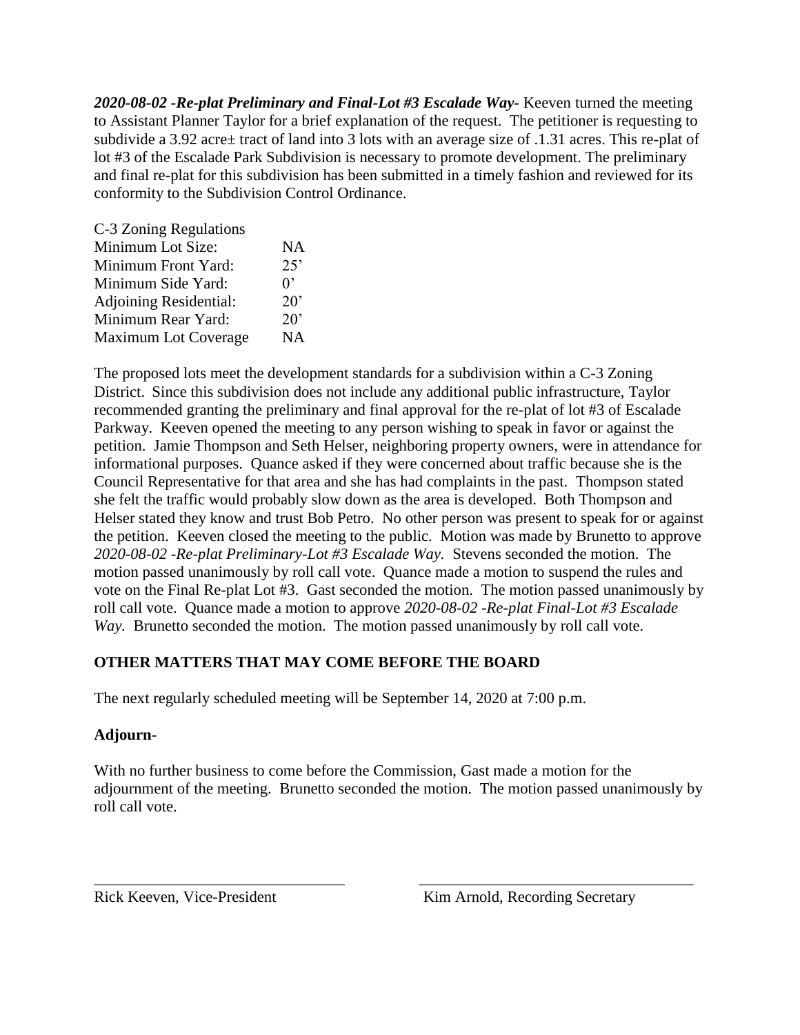***2020-08-02 -Re-plat Preliminary and Final-Lot #3 Escalade Way-*** Keeven turned the meeting to Assistant Planner Taylor for a brief explanation of the request. The petitioner is requesting to subdivide a 3.92 acre± tract of land into 3 lots with an average size of .1.31 acres. This re-plat of lot #3 of the Escalade Park Subdivision is necessary to promote development. The preliminary and final re-plat for this subdivision has been submitted in a timely fashion and reviewed for its conformity to the Subdivision Control Ordinance.

| C-3 Zoning Regulations | |
|---|---|
| Minimum Lot Size: | NA |
| Minimum Front Yard: | 25' |
| Minimum Side Yard: | 0' |
| Adjoining Residential: | 20' |
| Minimum Rear Yard: | 20' |
| Maximum Lot Coverage | NA |

The proposed lots meet the development standards for a subdivision within a C-3 Zoning District. Since this subdivision does not include any additional public infrastructure, Taylor recommended granting the preliminary and final approval for the re-plat of lot #3 of Escalade Parkway. Keeven opened the meeting to any person wishing to speak in favor or against the petition. Jamie Thompson and Seth Helser, neighboring property owners, were in attendance for informational purposes. Quance asked if they were concerned about traffic because she is the Council Representative for that area and she has had complaints in the past. Thompson stated she felt the traffic would probably slow down as the area is developed. Both Thompson and Helser stated they know and trust Bob Petro. No other person was present to speak for or against the petition. Keeven closed the meeting to the public. Motion was made by Brunetto to approve *2020-08-02 -Re-plat Preliminary-Lot #3 Escalade Way.* Stevens seconded the motion. The motion passed unanimously by roll call vote. Quance made a motion to suspend the rules and vote on the Final Re-plat Lot #3. Gast seconded the motion. The motion passed unanimously by roll call vote. Quance made a motion to approve *2020-08-02 -Re-plat Final-Lot #3 Escalade Way.* Brunetto seconded the motion. The motion passed unanimously by roll call vote.

## OTHER MATTERS THAT MAY COME BEFORE THE BOARD

The next regularly scheduled meeting will be September 14, 2020 at 7:00 p.m.

## Adjourn-

With no further business to come before the Commission, Gast made a motion for the adjournment of the meeting. Brunetto seconded the motion. The motion passed unanimously by roll call vote.

_______________________________ _______________________________

Rick Keeven, Vice-President Kim Arnold, Recording Secretary